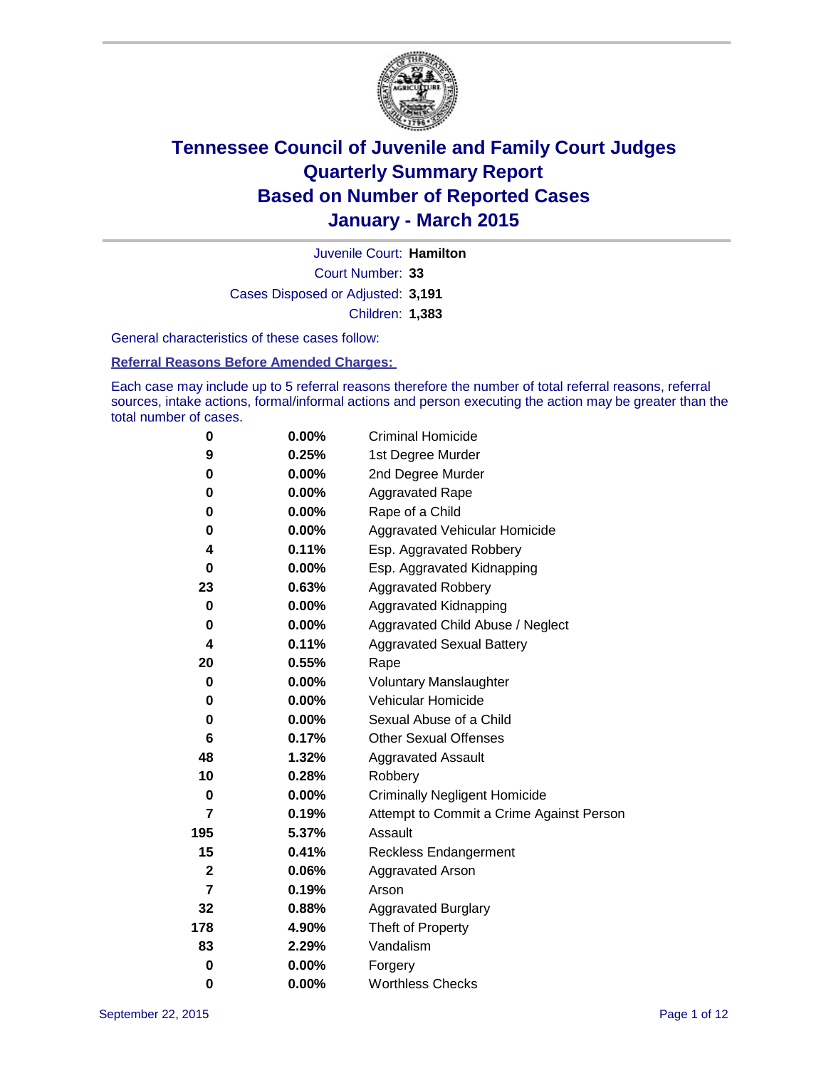# Tennessee Council of Juvenile and Family Court Judges
## Quarterly Summary Report
## Based on Number of Reported Cases
## January - March 2015

Juvenile Court: **Hamilton**

Court Number: **33**

Cases Disposed or Adjusted: **3,191**

Children: **1,383**

General characteristics of these cases follow:

**Referral Reasons Before Amended Charges:**

Each case may include up to 5 referral reasons therefore the number of total referral reasons, referral sources, intake actions, formal/informal actions and person executing the action may be greater than the total number of cases.

| Count | Percent | Referral Reason |
|---|---|---|
| 0 | 0.00% | Criminal Homicide |
| 9 | 0.25% | 1st Degree Murder |
| 0 | 0.00% | 2nd Degree Murder |
| 0 | 0.00% | Aggravated Rape |
| 0 | 0.00% | Rape of a Child |
| 0 | 0.00% | Aggravated Vehicular Homicide |
| 4 | 0.11% | Esp. Aggravated Robbery |
| 0 | 0.00% | Esp. Aggravated Kidnapping |
| 23 | 0.63% | Aggravated Robbery |
| 0 | 0.00% | Aggravated Kidnapping |
| 0 | 0.00% | Aggravated Child Abuse / Neglect |
| 4 | 0.11% | Aggravated Sexual Battery |
| 20 | 0.55% | Rape |
| 0 | 0.00% | Voluntary Manslaughter |
| 0 | 0.00% | Vehicular Homicide |
| 0 | 0.00% | Sexual Abuse of a Child |
| 6 | 0.17% | Other Sexual Offenses |
| 48 | 1.32% | Aggravated Assault |
| 10 | 0.28% | Robbery |
| 0 | 0.00% | Criminally Negligent Homicide |
| 7 | 0.19% | Attempt to Commit a Crime Against Person |
| 195 | 5.37% | Assault |
| 15 | 0.41% | Reckless Endangerment |
| 2 | 0.06% | Aggravated Arson |
| 7 | 0.19% | Arson |
| 32 | 0.88% | Aggravated Burglary |
| 178 | 4.90% | Theft of Property |
| 83 | 2.29% | Vandalism |
| 0 | 0.00% | Forgery |
| 0 | 0.00% | Worthless Checks |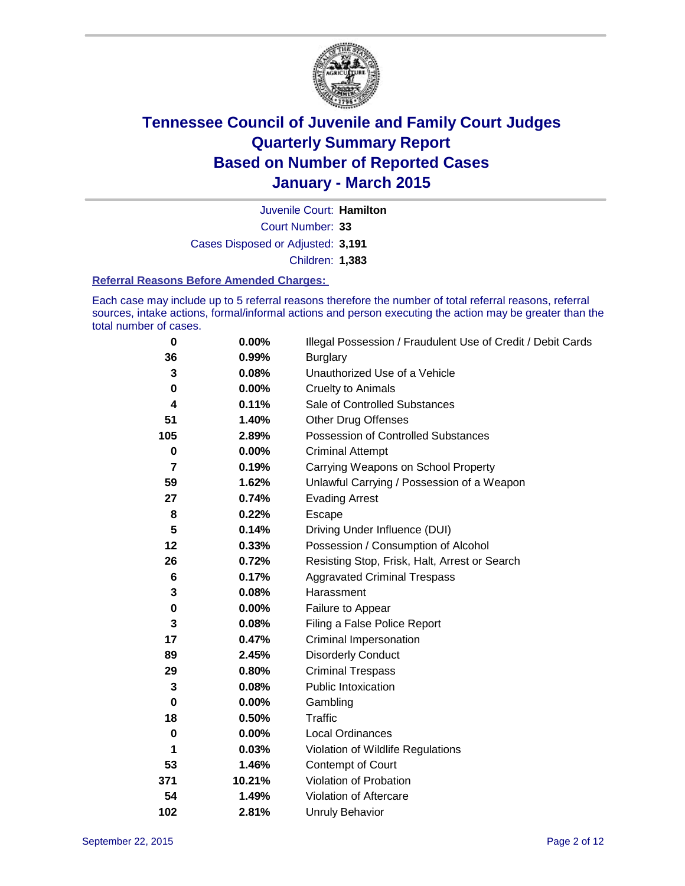# Tennessee Council of Juvenile and Family Court Judges
## Quarterly Summary Report
## Based on Number of Reported Cases
## January - March 2015

Juvenile Court: **Hamilton**

Court Number: **33**

Cases Disposed or Adjusted: **3,191**

Children: **1,383**

### Referral Reasons Before Amended Charges:

Each case may include up to 5 referral reasons therefore the number of total referral reasons, referral sources, intake actions, formal/informal actions and person executing the action may be greater than the total number of cases.

| Count | Percent | Referral Reason |
|---|---|---|
| 0 | 0.00% | Illegal Possession / Fraudulent Use of Credit / Debit Cards |
| 36 | 0.99% | Burglary |
| 3 | 0.08% | Unauthorized Use of a Vehicle |
| 0 | 0.00% | Cruelty to Animals |
| 4 | 0.11% | Sale of Controlled Substances |
| 51 | 1.40% | Other Drug Offenses |
| 105 | 2.89% | Possession of Controlled Substances |
| 0 | 0.00% | Criminal Attempt |
| 7 | 0.19% | Carrying Weapons on School Property |
| 59 | 1.62% | Unlawful Carrying / Possession of a Weapon |
| 27 | 0.74% | Evading Arrest |
| 8 | 0.22% | Escape |
| 5 | 0.14% | Driving Under Influence (DUI) |
| 12 | 0.33% | Possession / Consumption of Alcohol |
| 26 | 0.72% | Resisting Stop, Frisk, Halt, Arrest or Search |
| 6 | 0.17% | Aggravated Criminal Trespass |
| 3 | 0.08% | Harassment |
| 0 | 0.00% | Failure to Appear |
| 3 | 0.08% | Filing a False Police Report |
| 17 | 0.47% | Criminal Impersonation |
| 89 | 2.45% | Disorderly Conduct |
| 29 | 0.80% | Criminal Trespass |
| 3 | 0.08% | Public Intoxication |
| 0 | 0.00% | Gambling |
| 18 | 0.50% | Traffic |
| 0 | 0.00% | Local Ordinances |
| 1 | 0.03% | Violation of Wildlife Regulations |
| 53 | 1.46% | Contempt of Court |
| 371 | 10.21% | Violation of Probation |
| 54 | 1.49% | Violation of Aftercare |
| 102 | 2.81% | Unruly Behavior |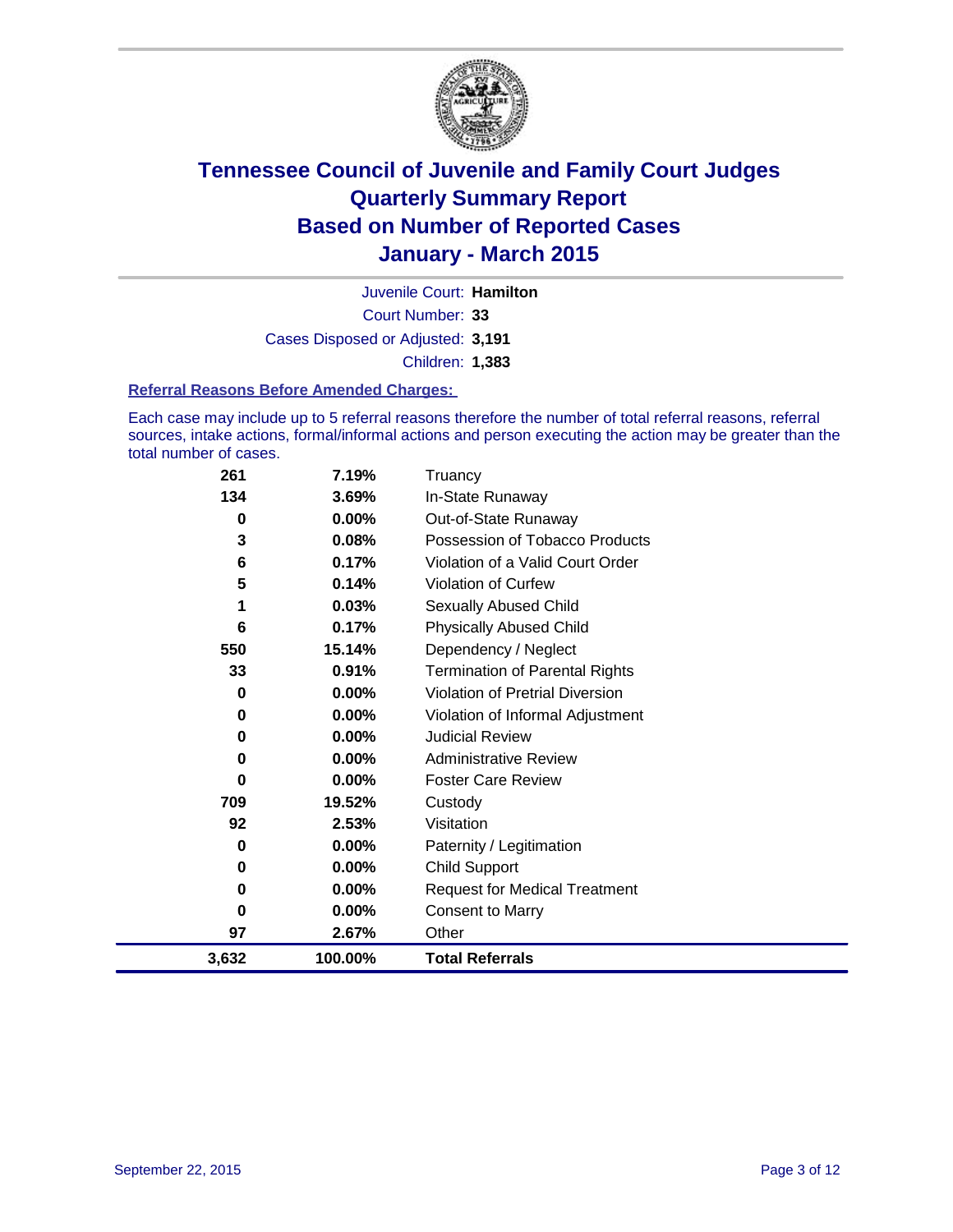# Tennessee Council of Juvenile and Family Court Judges
## Quarterly Summary Report
## Based on Number of Reported Cases
## January - March 2015

Juvenile Court: **Hamilton**

Court Number: **33**

Cases Disposed or Adjusted: **3,191**

Children: **1,383**

### Referral Reasons Before Amended Charges:

Each case may include up to 5 referral reasons therefore the number of total referral reasons, referral sources, intake actions, formal/informal actions and person executing the action may be greater than the total number of cases.

| Count | Percent | Referral Reason |
|---|---|---|
| 261 | 7.19% | Truancy |
| 134 | 3.69% | In-State Runaway |
| 0 | 0.00% | Out-of-State Runaway |
| 3 | 0.08% | Possession of Tobacco Products |
| 6 | 0.17% | Violation of a Valid Court Order |
| 5 | 0.14% | Violation of Curfew |
| 1 | 0.03% | Sexually Abused Child |
| 6 | 0.17% | Physically Abused Child |
| 550 | 15.14% | Dependency / Neglect |
| 33 | 0.91% | Termination of Parental Rights |
| 0 | 0.00% | Violation of Pretrial Diversion |
| 0 | 0.00% | Violation of Informal Adjustment |
| 0 | 0.00% | Judicial Review |
| 0 | 0.00% | Administrative Review |
| 0 | 0.00% | Foster Care Review |
| 709 | 19.52% | Custody |
| 92 | 2.53% | Visitation |
| 0 | 0.00% | Paternity / Legitimation |
| 0 | 0.00% | Child Support |
| 0 | 0.00% | Request for Medical Treatment |
| 0 | 0.00% | Consent to Marry |
| 97 | 2.67% | Other |
| **3,632** | **100.00%** | **Total Referrals** |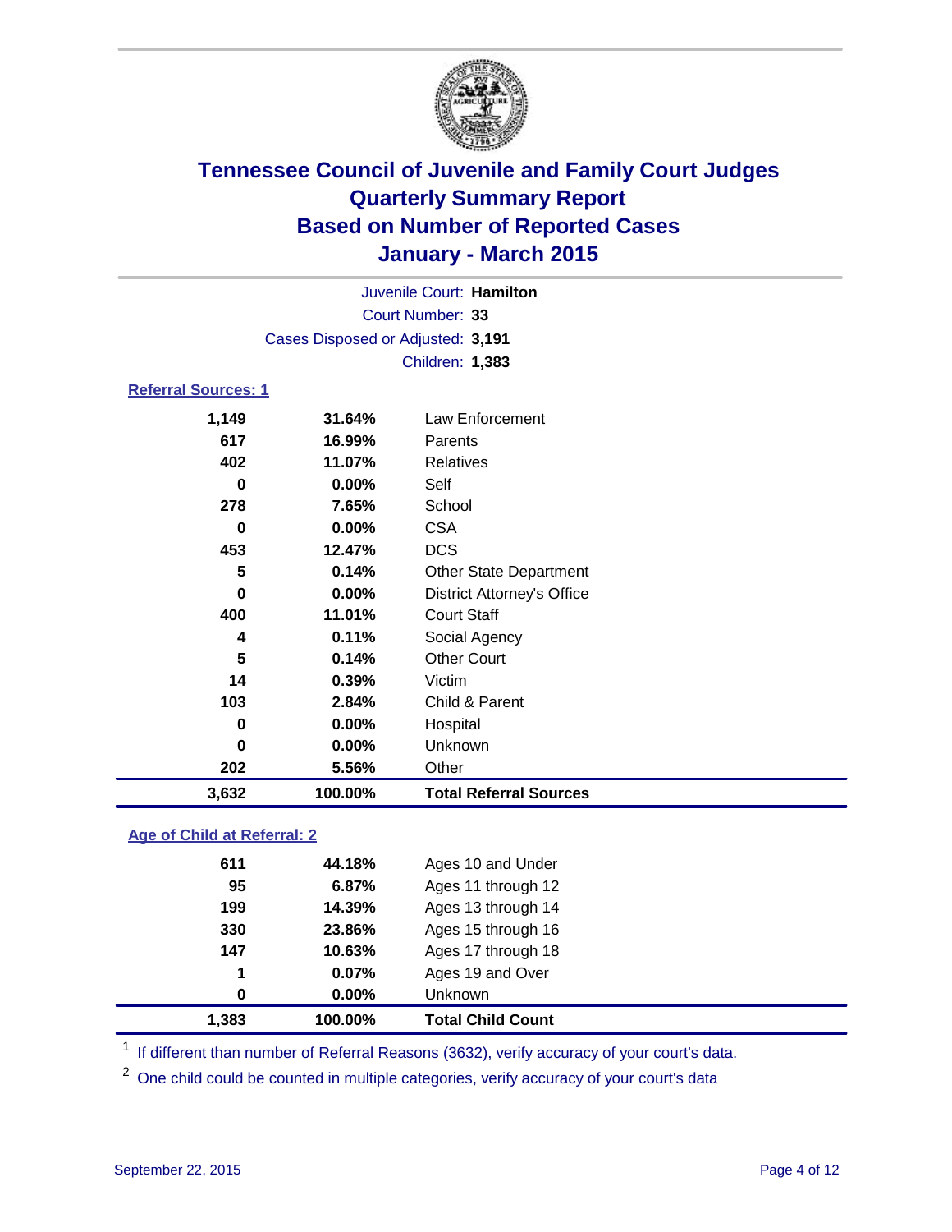# Tennessee Council of Juvenile and Family Court Judges
## Quarterly Summary Report
## Based on Number of Reported Cases
## January - March 2015

Juvenile Court: **Hamilton**

Court Number: **33**

Cases Disposed or Adjusted: **3,191**

Children: **1,383**

### Referral Sources: 1

| | | |
|---|---|---|
| 1,149 | 31.64% | Law Enforcement |
| 617 | 16.99% | Parents |
| 402 | 11.07% | Relatives |
| 0 | 0.00% | Self |
| 278 | 7.65% | School |
| 0 | 0.00% | CSA |
| 453 | 12.47% | DCS |
| 5 | 0.14% | Other State Department |
| 0 | 0.00% | District Attorney's Office |
| 400 | 11.01% | Court Staff |
| 4 | 0.11% | Social Agency |
| 5 | 0.14% | Other Court |
| 14 | 0.39% | Victim |
| 103 | 2.84% | Child & Parent |
| 0 | 0.00% | Hospital |
| 0 | 0.00% | Unknown |
| 202 | 5.56% | Other |
| **3,632** | **100.00%** | **Total Referral Sources** |

### Age of Child at Referral: 2

| | | |
|---|---|---|
| 611 | 44.18% | Ages 10 and Under |
| 95 | 6.87% | Ages 11 through 12 |
| 199 | 14.39% | Ages 13 through 14 |
| 330 | 23.86% | Ages 15 through 16 |
| 147 | 10.63% | Ages 17 through 18 |
| 1 | 0.07% | Ages 19 and Over |
| 0 | 0.00% | Unknown |
| **1,383** | **100.00%** | **Total Child Count** |

[1] If different than number of Referral Reasons (3632), verify accuracy of your court's data.

[2] One child could be counted in multiple categories, verify accuracy of your court's data

September 22, 2015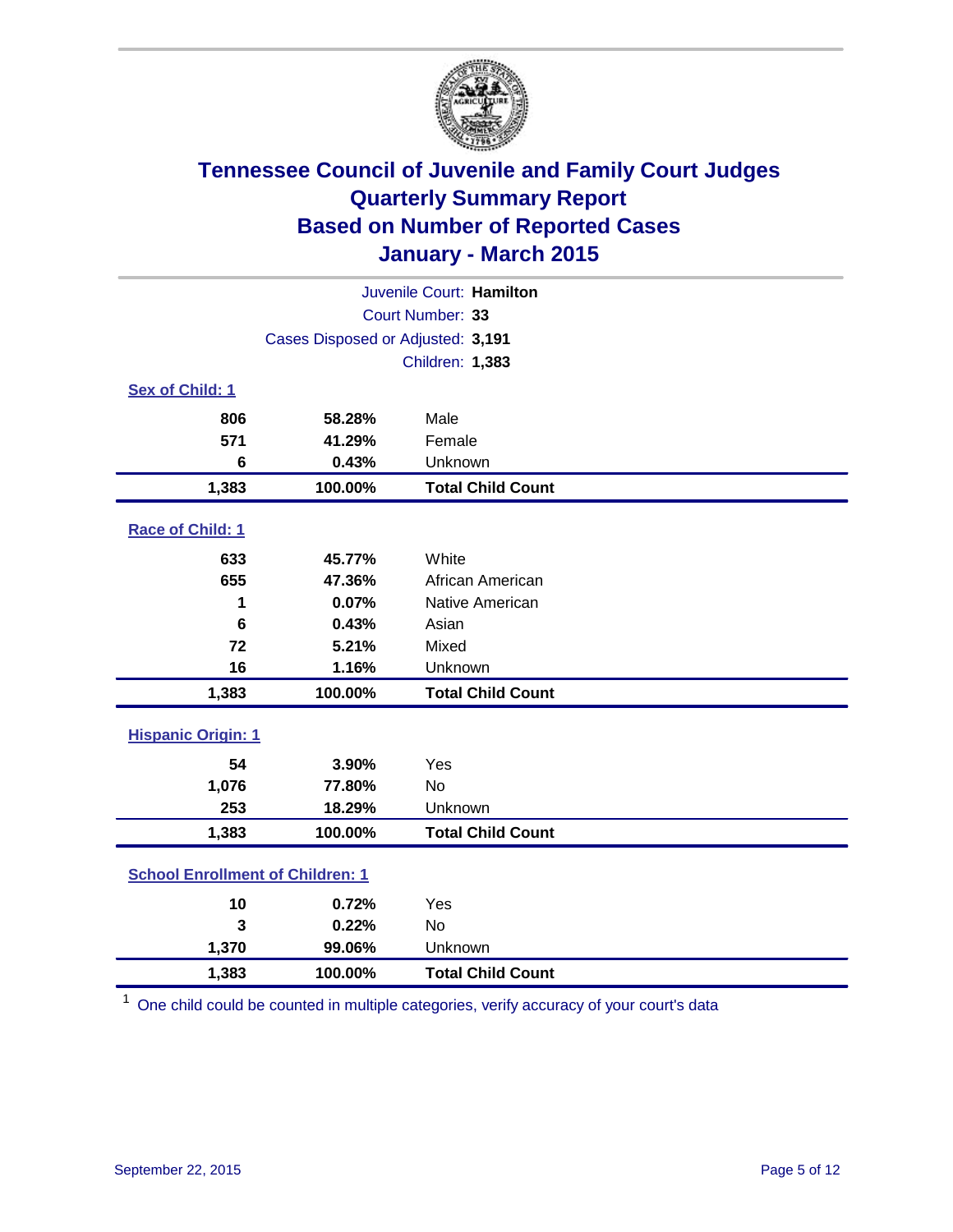# Tennessee Council of Juvenile and Family Court Judges
## Quarterly Summary Report
## Based on Number of Reported Cases
## January - March 2015

Juvenile Court: **Hamilton**

Court Number: **33**

Cases Disposed or Adjusted: **3,191**

Children: **1,383**

### Sex of Child: 1

| Count | Percent | Category |
|---|---|---|
| 806 | 58.28% | Male |
| 571 | 41.29% | Female |
| 6 | 0.43% | Unknown |
| **1,383** | **100.00%** | **Total Child Count** |

### Race of Child: 1

| Count | Percent | Category |
|---|---|---|
| 633 | 45.77% | White |
| 655 | 47.36% | African American |
| 1 | 0.07% | Native American |
| 6 | 0.43% | Asian |
| 72 | 5.21% | Mixed |
| 16 | 1.16% | Unknown |
| **1,383** | **100.00%** | **Total Child Count** |

### Hispanic Origin: 1

| Count | Percent | Category |
|---|---|---|
| 54 | 3.90% | Yes |
| 1,076 | 77.80% | No |
| 253 | 18.29% | Unknown |
| **1,383** | **100.00%** | **Total Child Count** |

### School Enrollment of Children: 1

| Count | Percent | Category |
|---|---|---|
| 10 | 0.72% | Yes |
| 3 | 0.22% | No |
| 1,370 | 99.06% | Unknown |
| **1,383** | **100.00%** | **Total Child Count** |

[1] One child could be counted in multiple categories, verify accuracy of your court's data

September 22, 2015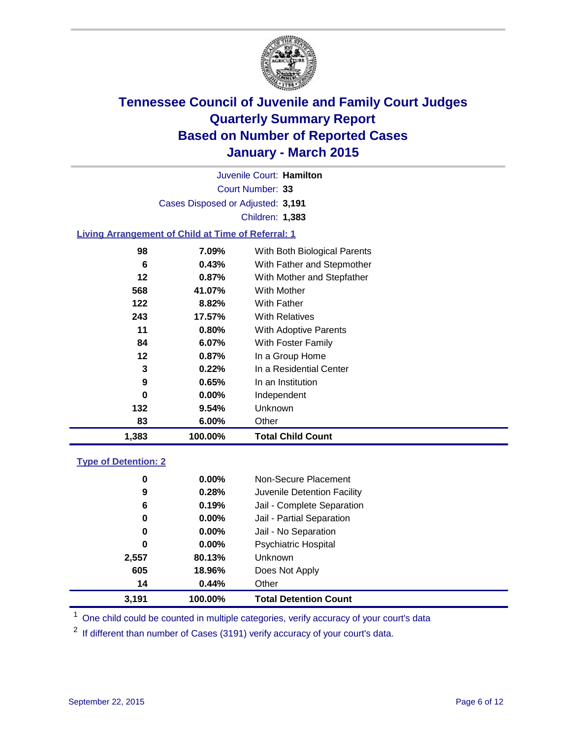# Tennessee Council of Juvenile and Family Court Judges
## Quarterly Summary Report
## Based on Number of Reported Cases
## January - March 2015

Juvenile Court: **Hamilton**

Court Number: **33**

Cases Disposed or Adjusted: **3,191**

Children: **1,383**

### Living Arrangement of Child at Time of Referral: 1

| Count | Percent | Category |
|---|---|---|
| 98 | 7.09% | With Both Biological Parents |
| 6 | 0.43% | With Father and Stepmother |
| 12 | 0.87% | With Mother and Stepfather |
| 568 | 41.07% | With Mother |
| 122 | 8.82% | With Father |
| 243 | 17.57% | With Relatives |
| 11 | 0.80% | With Adoptive Parents |
| 84 | 6.07% | With Foster Family |
| 12 | 0.87% | In a Group Home |
| 3 | 0.22% | In a Residential Center |
| 9 | 0.65% | In an Institution |
| 0 | 0.00% | Independent |
| 132 | 9.54% | Unknown |
| 83 | 6.00% | Other |
| **1,383** | **100.00%** | **Total Child Count** |

### Type of Detention: 2

| Count | Percent | Category |
|---|---|---|
| 0 | 0.00% | Non-Secure Placement |
| 9 | 0.28% | Juvenile Detention Facility |
| 6 | 0.19% | Jail - Complete Separation |
| 0 | 0.00% | Jail - Partial Separation |
| 0 | 0.00% | Jail - No Separation |
| 0 | 0.00% | Psychiatric Hospital |
| 2,557 | 80.13% | Unknown |
| 605 | 18.96% | Does Not Apply |
| 14 | 0.44% | Other |
| **3,191** | **100.00%** | **Total Detention Count** |

[1] One child could be counted in multiple categories, verify accuracy of your court's data

[2] If different than number of Cases (3191) verify accuracy of your court's data.

September 22, 2015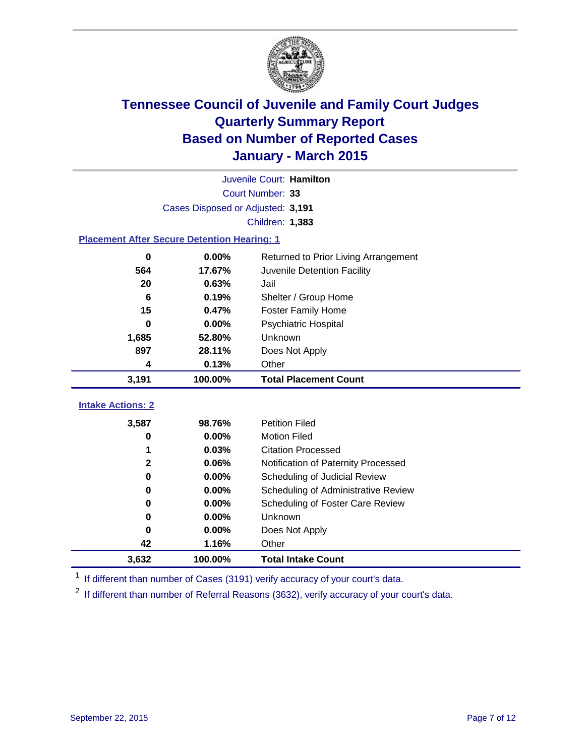# Tennessee Council of Juvenile and Family Court Judges
## Quarterly Summary Report
## Based on Number of Reported Cases
## January - March 2015

Juvenile Court: **Hamilton**

Court Number: **33**

Cases Disposed or Adjusted: **3,191**

Children: **1,383**

### Placement After Secure Detention Hearing: 1

| Count | Percent | Placement |
|---|---|---|
| 0 | 0.00% | Returned to Prior Living Arrangement |
| 564 | 17.67% | Juvenile Detention Facility |
| 20 | 0.63% | Jail |
| 6 | 0.19% | Shelter / Group Home |
| 15 | 0.47% | Foster Family Home |
| 0 | 0.00% | Psychiatric Hospital |
| 1,685 | 52.80% | Unknown |
| 897 | 28.11% | Does Not Apply |
| 4 | 0.13% | Other |
| **3,191** | **100.00%** | **Total Placement Count** |

### Intake Actions: 2

| Count | Percent | Intake Action |
|---|---|---|
| 3,587 | 98.76% | Petition Filed |
| 0 | 0.00% | Motion Filed |
| 1 | 0.03% | Citation Processed |
| 2 | 0.06% | Notification of Paternity Processed |
| 0 | 0.00% | Scheduling of Judicial Review |
| 0 | 0.00% | Scheduling of Administrative Review |
| 0 | 0.00% | Scheduling of Foster Care Review |
| 0 | 0.00% | Unknown |
| 0 | 0.00% | Does Not Apply |
| 42 | 1.16% | Other |
| **3,632** | **100.00%** | **Total Intake Count** |

[1] If different than number of Cases (3191) verify accuracy of your court's data.

[2] If different than number of Referral Reasons (3632), verify accuracy of your court's data.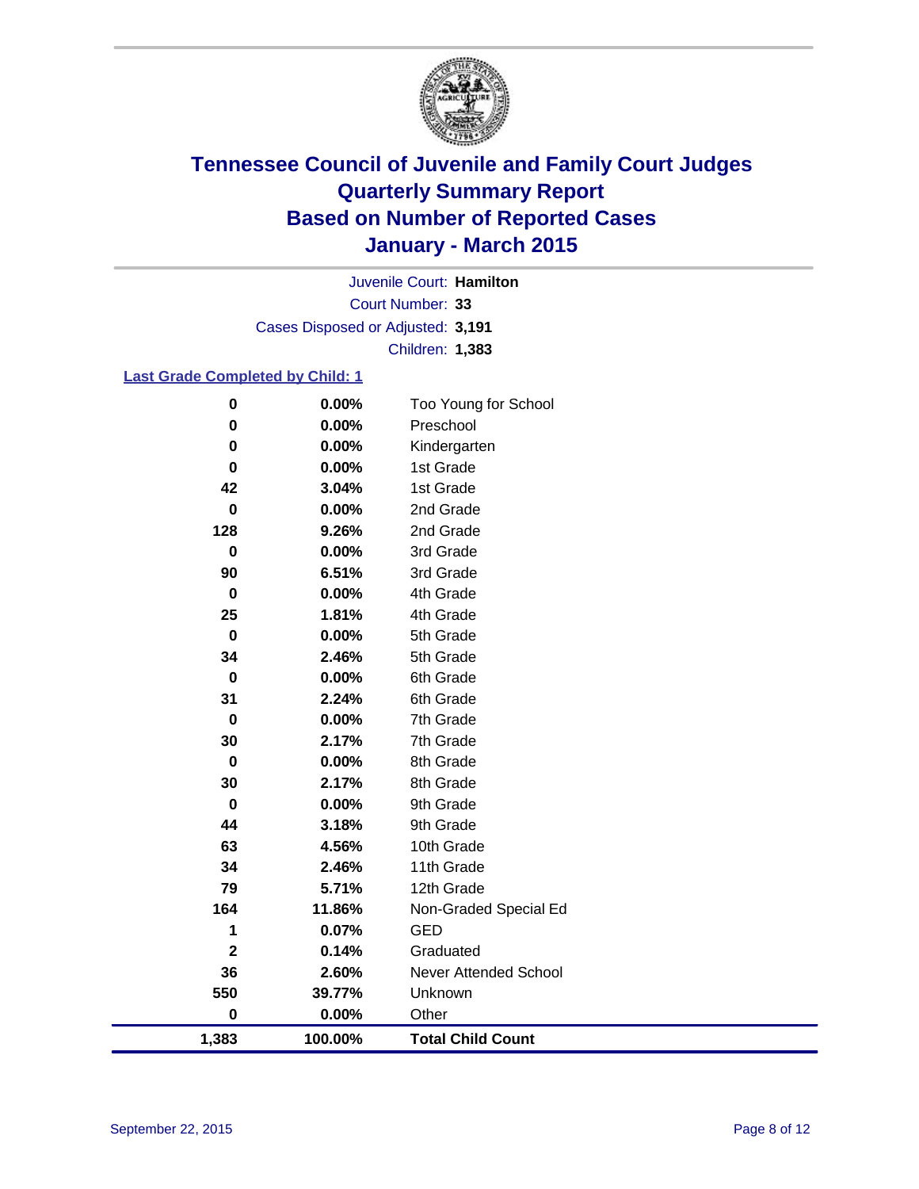# Tennessee Council of Juvenile and Family Court Judges
# Quarterly Summary Report
# Based on Number of Reported Cases
# January - March 2015

Juvenile Court: **Hamilton**
Court Number: **33**
Cases Disposed or Adjusted: **3,191**
Children: **1,383**

### Last Grade Completed by Child: 1

| Count | Percent | Grade |
|---|---|---|
| 0 | 0.00% | Too Young for School |
| 0 | 0.00% | Preschool |
| 0 | 0.00% | Kindergarten |
| 0 | 0.00% | 1st Grade |
| 42 | 3.04% | 1st Grade |
| 0 | 0.00% | 2nd Grade |
| 128 | 9.26% | 2nd Grade |
| 0 | 0.00% | 3rd Grade |
| 90 | 6.51% | 3rd Grade |
| 0 | 0.00% | 4th Grade |
| 25 | 1.81% | 4th Grade |
| 0 | 0.00% | 5th Grade |
| 34 | 2.46% | 5th Grade |
| 0 | 0.00% | 6th Grade |
| 31 | 2.24% | 6th Grade |
| 0 | 0.00% | 7th Grade |
| 30 | 2.17% | 7th Grade |
| 0 | 0.00% | 8th Grade |
| 30 | 2.17% | 8th Grade |
| 0 | 0.00% | 9th Grade |
| 44 | 3.18% | 9th Grade |
| 63 | 4.56% | 10th Grade |
| 34 | 2.46% | 11th Grade |
| 79 | 5.71% | 12th Grade |
| 164 | 11.86% | Non-Graded Special Ed |
| 1 | 0.07% | GED |
| 2 | 0.14% | Graduated |
| 36 | 2.60% | Never Attended School |
| 550 | 39.77% | Unknown |
| 0 | 0.00% | Other |
| **1,383** | **100.00%** | **Total Child Count** |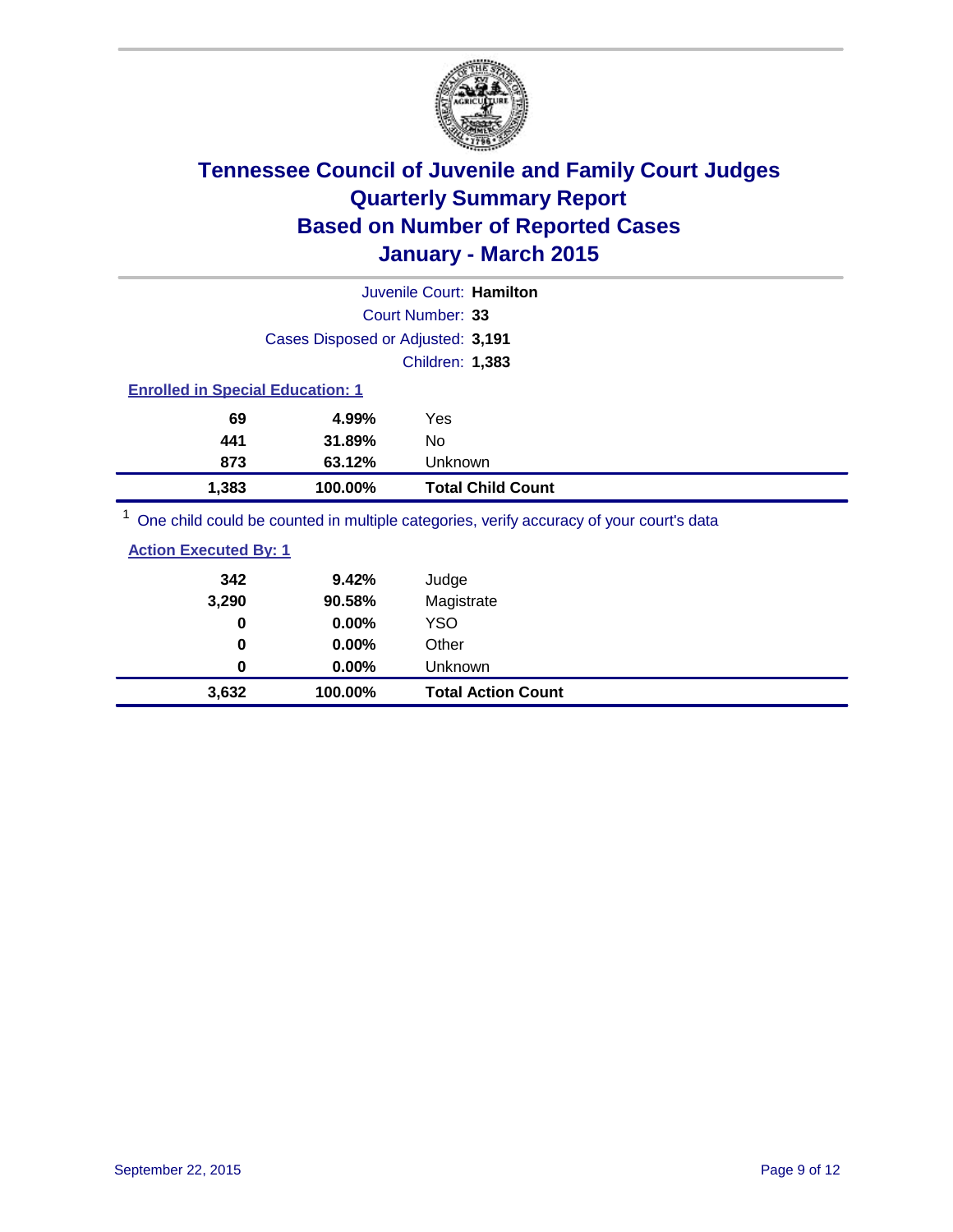# Tennessee Council of Juvenile and Family Court Judges
## Quarterly Summary Report
## Based on Number of Reported Cases
## January - March 2015

Juvenile Court: **Hamilton**

Court Number: **33**

Cases Disposed or Adjusted: **3,191**

Children: **1,383**

### Enrolled in Special Education: 1

| | | |
|---|---|---|
| 69 | 4.99% | Yes |
| 441 | 31.89% | No |
| 873 | 63.12% | Unknown |
| **1,383** | **100.00%** | **Total Child Count** |

[1] One child could be counted in multiple categories, verify accuracy of your court's data

### Action Executed By: 1

| | | |
|---|---|---|
| 342 | 9.42% | Judge |
| 3,290 | 90.58% | Magistrate |
| 0 | 0.00% | YSO |
| 0 | 0.00% | Other |
| 0 | 0.00% | Unknown |
| **3,632** | **100.00%** | **Total Action Count** |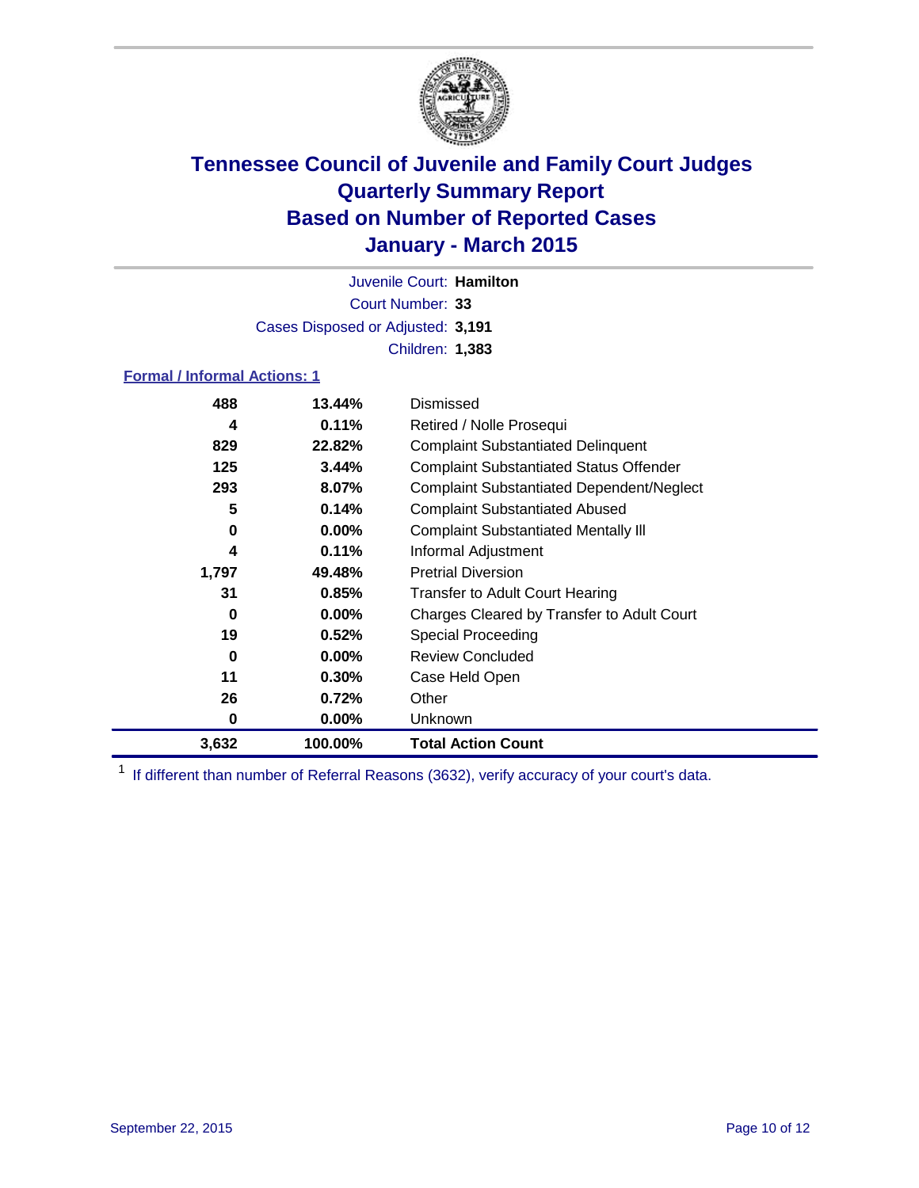# Tennessee Council of Juvenile and Family Court Judges
## Quarterly Summary Report
## Based on Number of Reported Cases
## January - March 2015

Juvenile Court: **Hamilton**

Court Number: **33**

Cases Disposed or Adjusted: **3,191**

Children: **1,383**

### Formal / Informal Actions: 1

| Count | Percent | Action |
|---|---|---|
| 488 | 13.44% | Dismissed |
| 4 | 0.11% | Retired / Nolle Prosequi |
| 829 | 22.82% | Complaint Substantiated Delinquent |
| 125 | 3.44% | Complaint Substantiated Status Offender |
| 293 | 8.07% | Complaint Substantiated Dependent/Neglect |
| 5 | 0.14% | Complaint Substantiated Abused |
| 0 | 0.00% | Complaint Substantiated Mentally Ill |
| 4 | 0.11% | Informal Adjustment |
| 1,797 | 49.48% | Pretrial Diversion |
| 31 | 0.85% | Transfer to Adult Court Hearing |
| 0 | 0.00% | Charges Cleared by Transfer to Adult Court |
| 19 | 0.52% | Special Proceeding |
| 0 | 0.00% | Review Concluded |
| 11 | 0.30% | Case Held Open |
| 26 | 0.72% | Other |
| 0 | 0.00% | Unknown |
| **3,632** | **100.00%** | **Total Action Count** |

[1] If different than number of Referral Reasons (3632), verify accuracy of your court's data.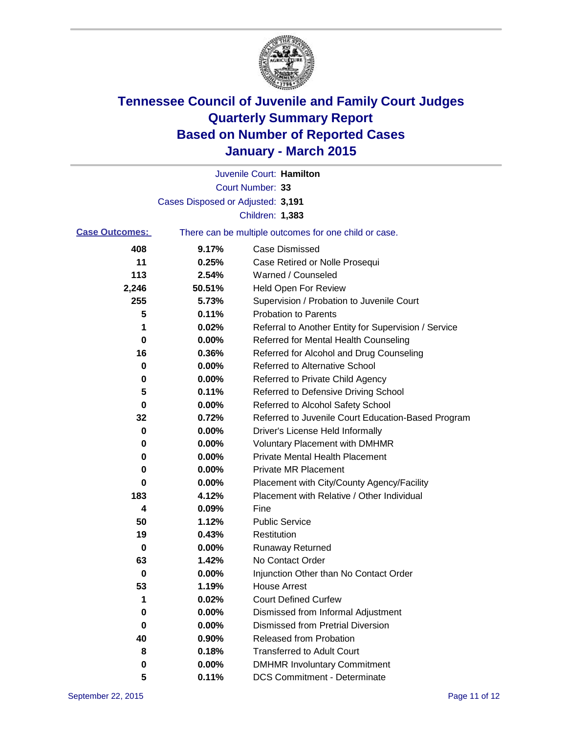# Tennessee Council of Juvenile and Family Court Judges
# Quarterly Summary Report
# Based on Number of Reported Cases
# January - March 2015

Juvenile Court: **Hamilton**

Court Number: **33**

Cases Disposed or Adjusted: **3,191**

Children: **1,383**

**Case Outcomes:** There can be multiple outcomes for one child or case.

| Count | Percent | Outcome |
|---|---|---|
| 408 | 9.17% | Case Dismissed |
| 11 | 0.25% | Case Retired or Nolle Prosequi |
| 113 | 2.54% | Warned / Counseled |
| 2,246 | 50.51% | Held Open For Review |
| 255 | 5.73% | Supervision / Probation to Juvenile Court |
| 5 | 0.11% | Probation to Parents |
| 1 | 0.02% | Referral to Another Entity for Supervision / Service |
| 0 | 0.00% | Referred for Mental Health Counseling |
| 16 | 0.36% | Referred for Alcohol and Drug Counseling |
| 0 | 0.00% | Referred to Alternative School |
| 0 | 0.00% | Referred to Private Child Agency |
| 5 | 0.11% | Referred to Defensive Driving School |
| 0 | 0.00% | Referred to Alcohol Safety School |
| 32 | 0.72% | Referred to Juvenile Court Education-Based Program |
| 0 | 0.00% | Driver's License Held Informally |
| 0 | 0.00% | Voluntary Placement with DMHMR |
| 0 | 0.00% | Private Mental Health Placement |
| 0 | 0.00% | Private MR Placement |
| 0 | 0.00% | Placement with City/County Agency/Facility |
| 183 | 4.12% | Placement with Relative / Other Individual |
| 4 | 0.09% | Fine |
| 50 | 1.12% | Public Service |
| 19 | 0.43% | Restitution |
| 0 | 0.00% | Runaway Returned |
| 63 | 1.42% | No Contact Order |
| 0 | 0.00% | Injunction Other than No Contact Order |
| 53 | 1.19% | House Arrest |
| 1 | 0.02% | Court Defined Curfew |
| 0 | 0.00% | Dismissed from Informal Adjustment |
| 0 | 0.00% | Dismissed from Pretrial Diversion |
| 40 | 0.90% | Released from Probation |
| 8 | 0.18% | Transferred to Adult Court |
| 0 | 0.00% | DMHMR Involuntary Commitment |
| 5 | 0.11% | DCS Commitment - Determinate |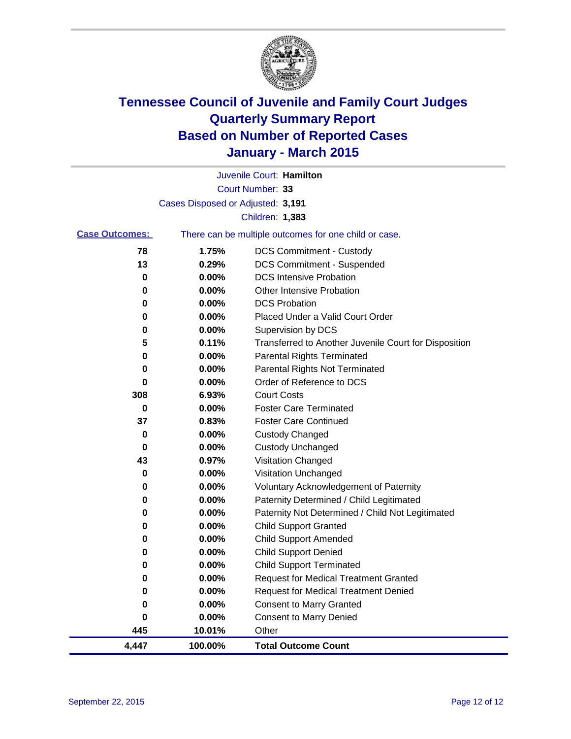# Tennessee Council of Juvenile and Family Court Judges
# Quarterly Summary Report
# Based on Number of Reported Cases
# January - March 2015

Juvenile Court: **Hamilton**

Court Number: **33**

Cases Disposed or Adjusted: **3,191**

Children: **1,383**

**Case Outcomes:** There can be multiple outcomes for one child or case.

| | | |
|---|---|---|
| 78 | 1.75% | DCS Commitment - Custody |
| 13 | 0.29% | DCS Commitment - Suspended |
| 0 | 0.00% | DCS Intensive Probation |
| 0 | 0.00% | Other Intensive Probation |
| 0 | 0.00% | DCS Probation |
| 0 | 0.00% | Placed Under a Valid Court Order |
| 0 | 0.00% | Supervision by DCS |
| 5 | 0.11% | Transferred to Another Juvenile Court for Disposition |
| 0 | 0.00% | Parental Rights Terminated |
| 0 | 0.00% | Parental Rights Not Terminated |
| 0 | 0.00% | Order of Reference to DCS |
| 308 | 6.93% | Court Costs |
| 0 | 0.00% | Foster Care Terminated |
| 37 | 0.83% | Foster Care Continued |
| 0 | 0.00% | Custody Changed |
| 0 | 0.00% | Custody Unchanged |
| 43 | 0.97% | Visitation Changed |
| 0 | 0.00% | Visitation Unchanged |
| 0 | 0.00% | Voluntary Acknowledgement of Paternity |
| 0 | 0.00% | Paternity Determined / Child Legitimated |
| 0 | 0.00% | Paternity Not Determined / Child Not Legitimated |
| 0 | 0.00% | Child Support Granted |
| 0 | 0.00% | Child Support Amended |
| 0 | 0.00% | Child Support Denied |
| 0 | 0.00% | Child Support Terminated |
| 0 | 0.00% | Request for Medical Treatment Granted |
| 0 | 0.00% | Request for Medical Treatment Denied |
| 0 | 0.00% | Consent to Marry Granted |
| 0 | 0.00% | Consent to Marry Denied |
| 445 | 10.01% | Other |
| **4,447** | **100.00%** | **Total Outcome Count** |

September 22, 2015